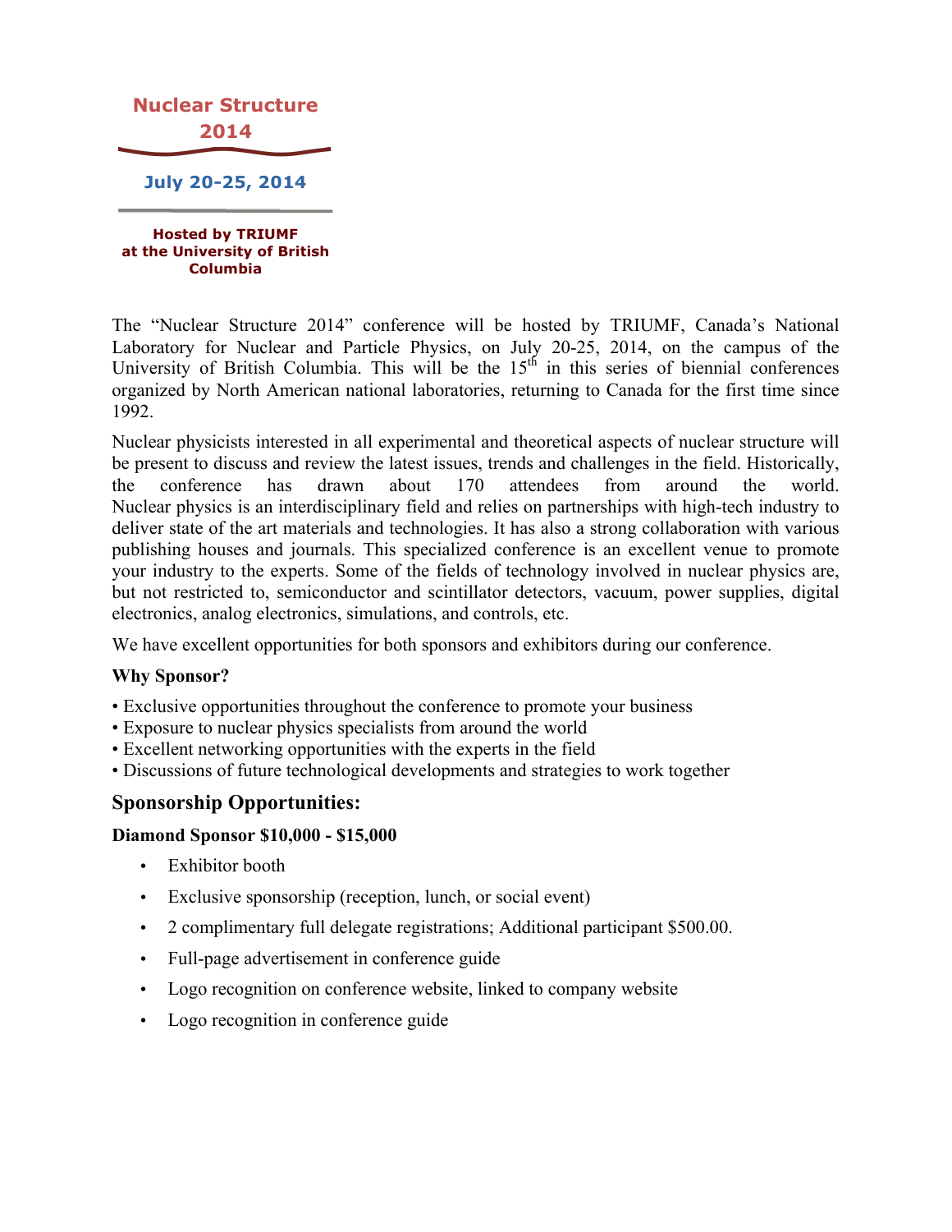# Nuclear Structure 2014

**July 20-25, 2014**

**Hosted by TRIUMF at the University of British Columbia**

The "Nuclear Structure 2014" conference will be hosted by TRIUMF, Canada's National Laboratory for Nuclear and Particle Physics, on July 20-25, 2014, on the campus of the University of British Columbia. This will be the 15th in this series of biennial conferences organized by North American national laboratories, returning to Canada for the first time since 1992.

Nuclear physicists interested in all experimental and theoretical aspects of nuclear structure will be present to discuss and review the latest issues, trends and challenges in the field. Historically, the conference has drawn about 170 attendees from around the world. Nuclear physics is an interdisciplinary field and relies on partnerships with high-tech industry to deliver state of the art materials and technologies. It has also a strong collaboration with various publishing houses and journals. This specialized conference is an excellent venue to promote your industry to the experts. Some of the fields of technology involved in nuclear physics are, but not restricted to, semiconductor and scintillator detectors, vacuum, power supplies, digital electronics, analog electronics, simulations, and controls, etc.

We have excellent opportunities for both sponsors and exhibitors during our conference.

**Why Sponsor?**

- Exclusive opportunities throughout the conference to promote your business
- Exposure to nuclear physics specialists from around the world
- Excellent networking opportunities with the experts in the field
- Discussions of future technological developments and strategies to work together

## Sponsorship Opportunities:

**Diamond Sponsor $10,000 - $15,000**

- Exhibitor booth
- Exclusive sponsorship (reception, lunch, or social event)
- 2 complimentary full delegate registrations; Additional participant $500.00.
- Full-page advertisement in conference guide
- Logo recognition on conference website, linked to company website
- Logo recognition in conference guide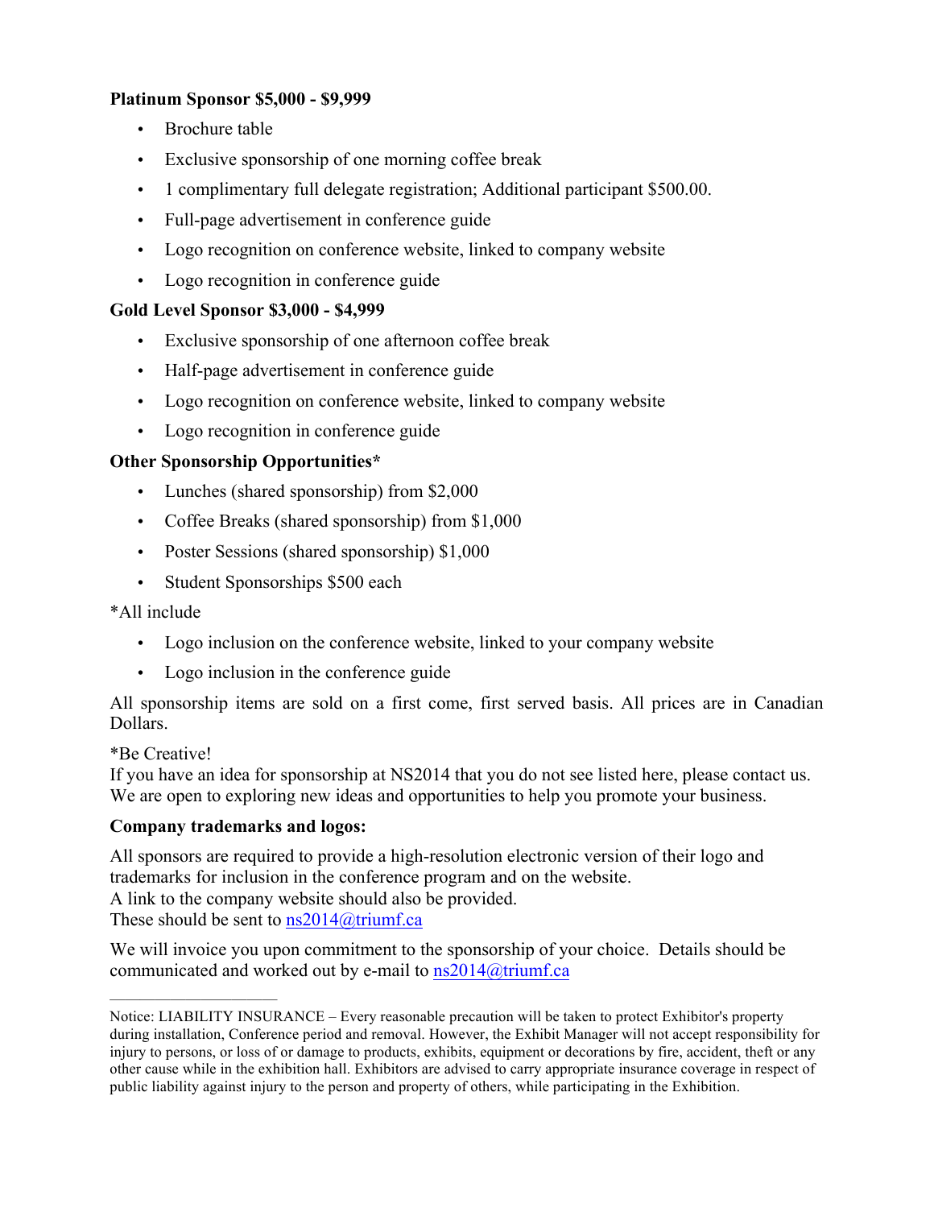**Platinum Sponsor $5,000 - $9,999**

- Brochure table
- Exclusive sponsorship of one morning coffee break
- 1 complimentary full delegate registration; Additional participant $500.00.
- Full-page advertisement in conference guide
- Logo recognition on conference website, linked to company website
- Logo recognition in conference guide

**Gold Level Sponsor $3,000 - $4,999**

- Exclusive sponsorship of one afternoon coffee break
- Half-page advertisement in conference guide
- Logo recognition on conference website, linked to company website
- Logo recognition in conference guide

**Other Sponsorship Opportunities***

- Lunches (shared sponsorship) from $2,000
- Coffee Breaks (shared sponsorship) from $1,000
- Poster Sessions (shared sponsorship) $1,000
- Student Sponsorships $500 each

*All include

- Logo inclusion on the conference website, linked to your company website
- Logo inclusion in the conference guide

All sponsorship items are sold on a first come, first served basis. All prices are in Canadian Dollars.

*Be Creative!
If you have an idea for sponsorship at NS2014 that you do not see listed here, please contact us. We are open to exploring new ideas and opportunities to help you promote your business.

**Company trademarks and logos:**

All sponsors are required to provide a high-resolution electronic version of their logo and trademarks for inclusion in the conference program and on the website.
A link to the company website should also be provided.
These should be sent to ns2014@triumf.ca

We will invoice you upon commitment to the sponsorship of your choice. Details should be communicated and worked out by e-mail to ns2014@triumf.ca

---

Notice: LIABILITY INSURANCE – Every reasonable precaution will be taken to protect Exhibitor's property during installation, Conference period and removal. However, the Exhibit Manager will not accept responsibility for injury to persons, or loss of or damage to products, exhibits, equipment or decorations by fire, accident, theft or any other cause while in the exhibition hall. Exhibitors are advised to carry appropriate insurance coverage in respect of public liability against injury to the person and property of others, while participating in the Exhibition.